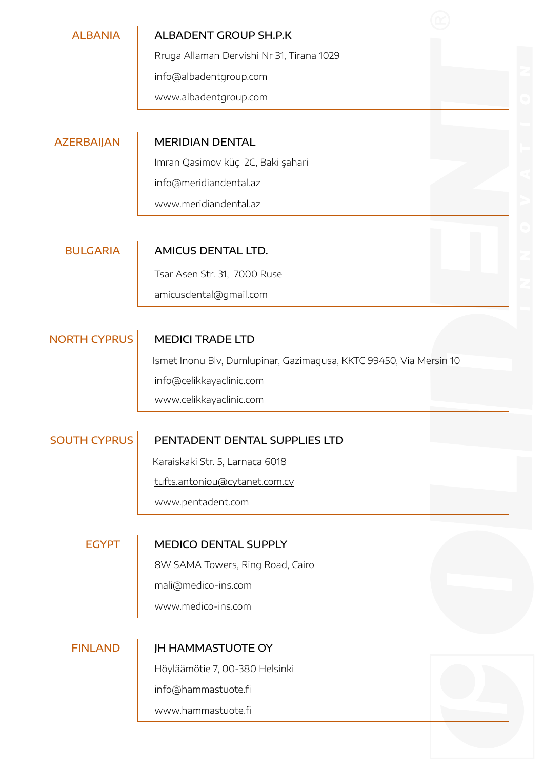## ALBANIA

**ALBADENT GROUP SH.P.K**

Rruga Allaman Dervishi Nr 31, Tirana 1029

info@albadentgroup.com

www.albadentgroup.com

## AZERBAIJAN

**MERIDIAN DENTAL**

Imran Qasimov küç  2C, Baki şahari

info@meridiandental.az

www.meridiandental.az

## BULGARIA

**AMICUS DENTAL LTD.**

Tsar Asen Str. 31,  7000 Ruse

amicusdental@gmail.com

## NORTH CYPRUS

**MEDICI TRADE LTD**

Ismet Inonu Blv, Dumlupinar, Gazimagusa, KKTC 99450, Via Mersin 10

info@celikkayaclinic.com

www.celikkayaclinic.com

## SOUTH CYPRUS

**PENTADENT DENTAL SUPPLIES LTD**

Karaiskaki Str. 5, Larnaca 6018

tufts.antoniou@cytanet.com.cy

www.pentadent.com

## EGYPT

**MEDICO DENTAL SUPPLY**

8W SAMA Towers, Ring Road, Cairo

mali@medico-ins.com

www.medico-ins.com

## FINLAND

**JH HAMMASTUOTE OY**

Höyläämötie 7, 00-380 Helsinki

info@hammastuote.fi

www.hammastuote.fi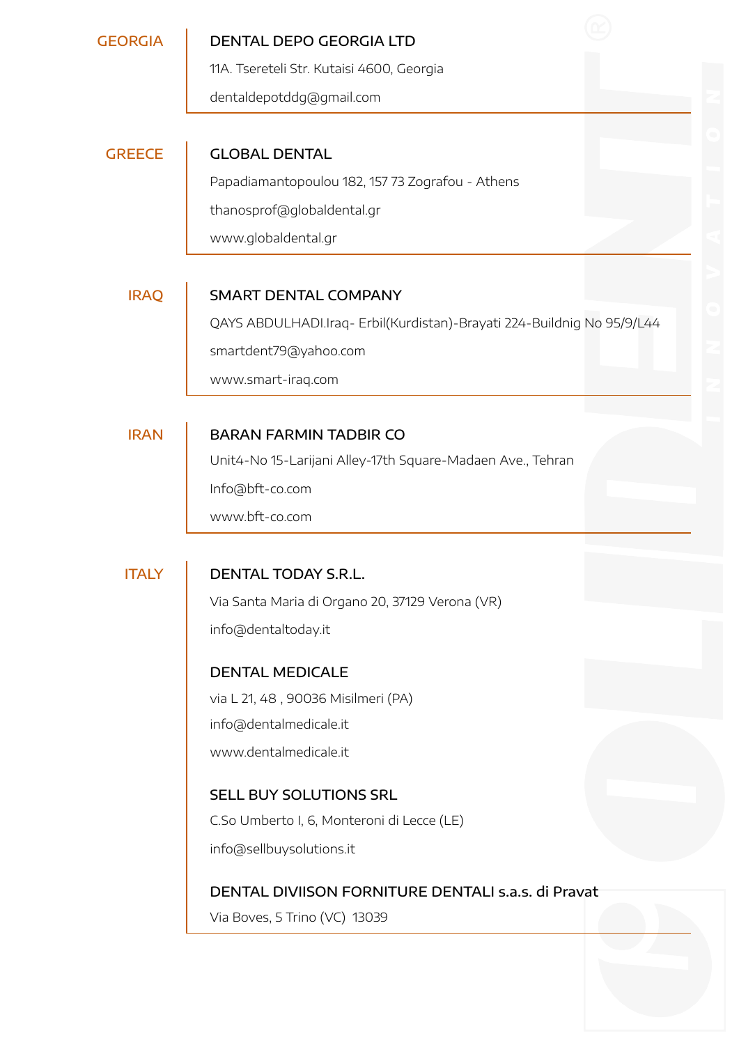## GEORGIA

**DENTAL DEPO GEORGIA LTD**

11A. Tsereteli Str. Kutaisi 4600, Georgia

dentaldepotddg@gmail.com

## GREECE

**GLOBAL DENTAL**

Papadiamantopoulou 182, 157 73 Zografou - Athens

thanosprof@globaldental.gr

www.globaldental.gr

## IRAQ

**SMART DENTAL COMPANY**

QAYS ABDULHADI.Iraq- Erbil(Kurdistan)-Brayati 224-Buildnig No 95/9/L44

smartdent79@yahoo.com

www.smart-iraq.com

## IRAN

**BARAN FARMIN TADBIR CO**

Unit4-No 15-Larijani Alley-17th Square-Madaen Ave., Tehran

Info@bft-co.com

www.bft-co.com

## ITALY

**DENTAL TODAY S.R.L.**

Via Santa Maria di Organo 20, 37129 Verona (VR)

info@dentaltoday.it

**DENTAL MEDICALE**

via L 21, 48 , 90036 Misilmeri (PA)

info@dentalmedicale.it

www.dentalmedicale.it

**SELL BUY SOLUTIONS SRL**

C.So Umberto I, 6, Monteroni di Lecce (LE)

info@sellbuysolutions.it

**DENTAL DIVIISON FORNITURE DENTALI s.a.s. di Pravat**

Via Boves, 5 Trino (VC) 13039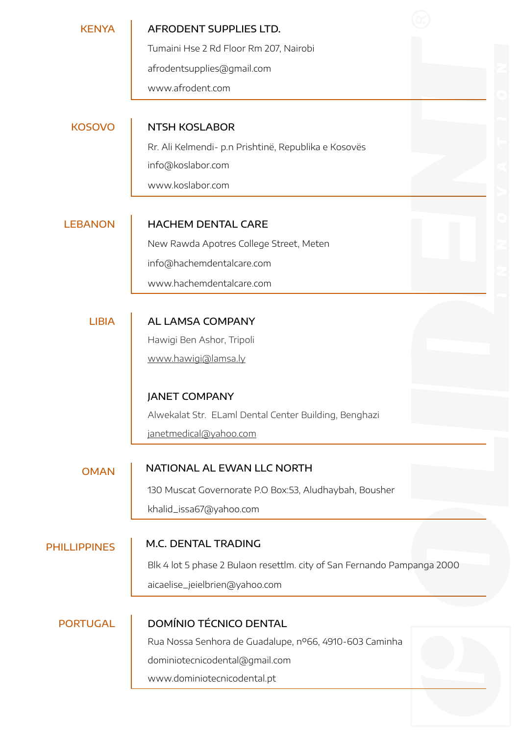## KENYA

**AFRODENT SUPPLIES LTD.**

Tumaini Hse 2 Rd Floor Rm 207, Nairobi

afrodentsupplies@gmail.com

www.afrodent.com

## KOSOVO

**NTSH KOSLABOR**

Rr. Ali Kelmendi- p.n Prishtinë, Republika e Kosovës

info@koslabor.com

www.koslabor.com

## LEBANON

**HACHEM DENTAL CARE**

New Rawda Apotres College Street, Meten

info@hachemdentalcare.com

www.hachemdentalcare.com

## LIBIA

**AL LAMSA COMPANY**

Hawigi Ben Ashor, Tripoli

www.hawigi@lamsa.ly

**JANET COMPANY**

Alwekalat Str.  ELaml Dental Center Building, Benghazi

janetmedical@yahoo.com

## OMAN

**NATIONAL AL EWAN LLC NORTH**

130 Muscat Governorate P.O Box:53, Aludhaybah, Bousher

khalid_issa67@yahoo.com

## PHILLIPPINES

**M.C. DENTAL TRADING**

Blk 4 lot 5 phase 2 Bulaon resettlm. city of San Fernando Pampanga 2000

aicaelise_jeielbrien@yahoo.com

## PORTUGAL

**DOMÍNIO TÉCNICO DENTAL**

Rua Nossa Senhora de Guadalupe, nº66, 4910-603 Caminha

dominiotecnicodental@gmail.com

www.dominiotecnicodental.pt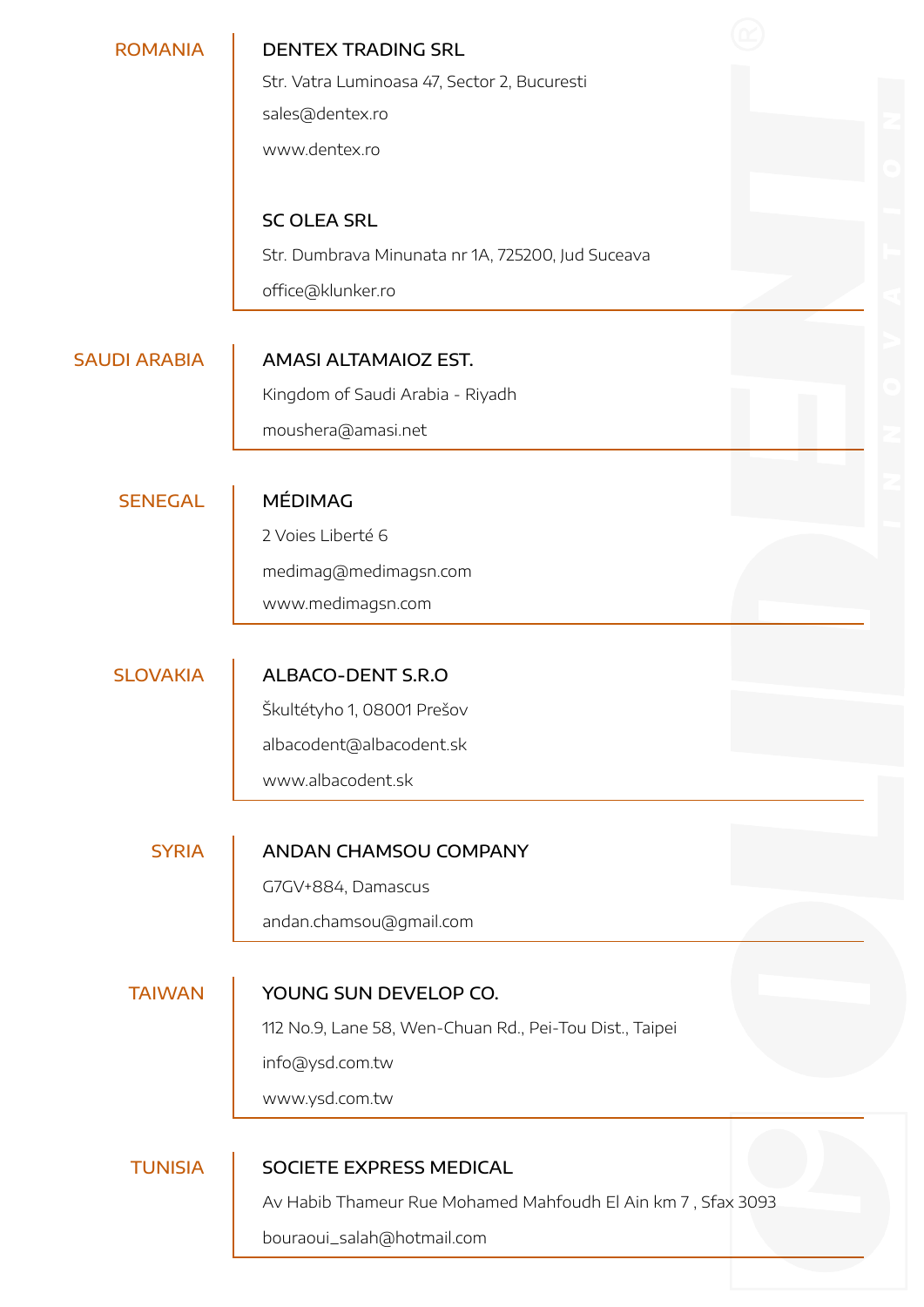## ROMANIA

**DENTEX TRADING SRL**

Str. Vatra Luminoasa 47, Sector 2, Bucuresti

sales@dentex.ro

www.dentex.ro

**SC OLEA SRL**

Str. Dumbrava Minunata nr 1A, 725200, Jud Suceava

office@klunker.ro

## SAUDI ARABIA

**AMASI ALTAMAIOZ EST.**

Kingdom of Saudi Arabia - Riyadh

moushera@amasi.net

## SENEGAL

**MÉDIMAG**

2 Voies Liberté 6

medimag@medimagsn.com

www.medimagsn.com

## SLOVAKIA

**ALBACO-DENT S.R.O**

Škultétyho 1, 08001 Prešov

albacodent@albacodent.sk

www.albacodent.sk

## SYRIA

**ANDAN CHAMSOU COMPANY**

G7GV+884, Damascus

andan.chamsou@gmail.com

## TAIWAN

**YOUNG SUN DEVELOP CO.**

112 No.9, Lane 58, Wen-Chuan Rd., Pei-Tou Dist., Taipei

info@ysd.com.tw

www.ysd.com.tw

## TUNISIA

**SOCIETE EXPRESS MEDICAL**

Av Habib Thameur Rue Mohamed Mahfoudh El Ain km 7 , Sfax 3093

bouraoui_salah@hotmail.com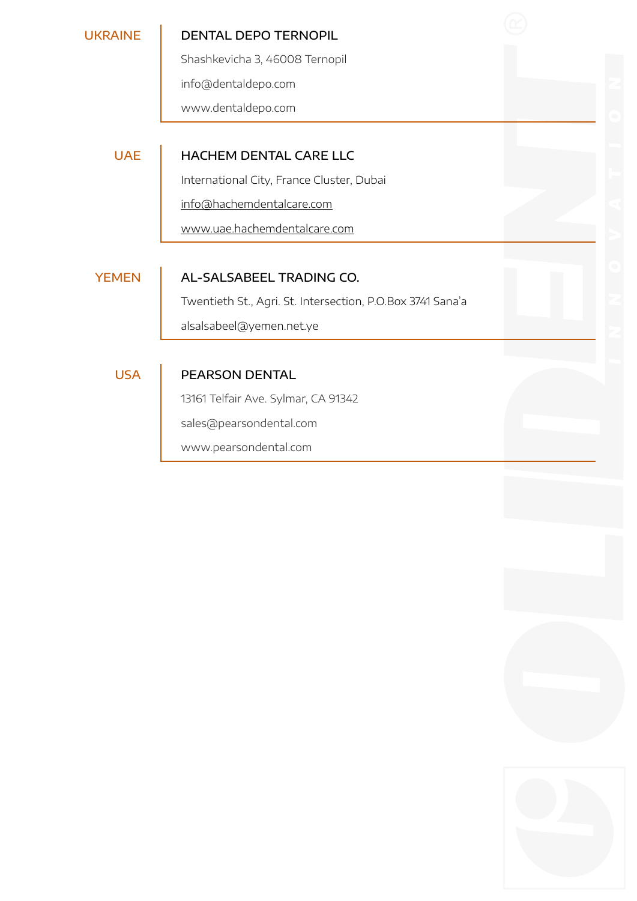UKRAINE

**DENTAL DEPO TERNOPIL**

Shashkevicha 3, 46008 Ternopil

info@dentaldepo.com

www.dentaldepo.com

UAE

**HACHEM DENTAL CARE LLC**

International City, France Cluster, Dubai

info@hachemdentalcare.com

www.uae.hachemdentalcare.com

YEMEN

**AL-SALSABEEL TRADING CO.**

Twentieth St., Agri. St. Intersection, P.O.Box 3741 Sana'a

alsalsabeel@yemen.net.ye

USA

**PEARSON DENTAL**

13161 Telfair Ave. Sylmar, CA 91342

sales@pearsondental.com

www.pearsondental.com